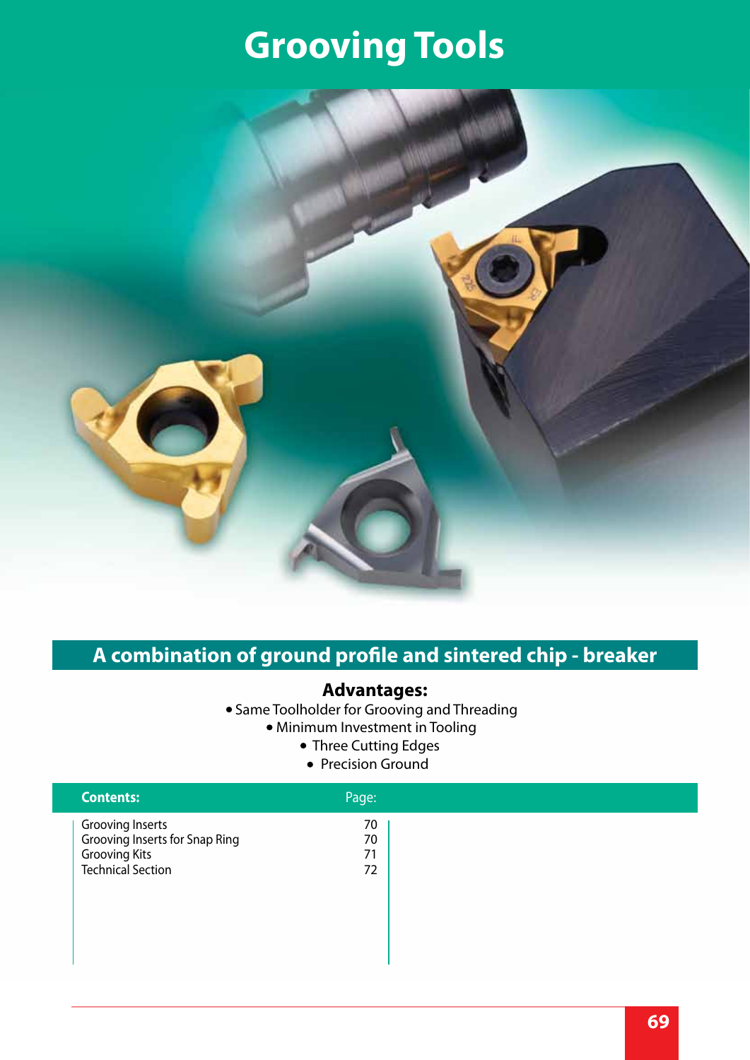# Grooving Tools

## A combination of ground profile and sintered chip - breaker

### Advantages:

- Same Toolholder for Grooving and Threading
- Minimum Investment in Tooling
- Three Cutting Edges
- Precision Ground

| Contents: | Page: |
|---|---|
| Grooving Inserts | 70 |
| Grooving Inserts for Snap Ring | 70 |
| Grooving Kits | 71 |
| Technical Section | 72 |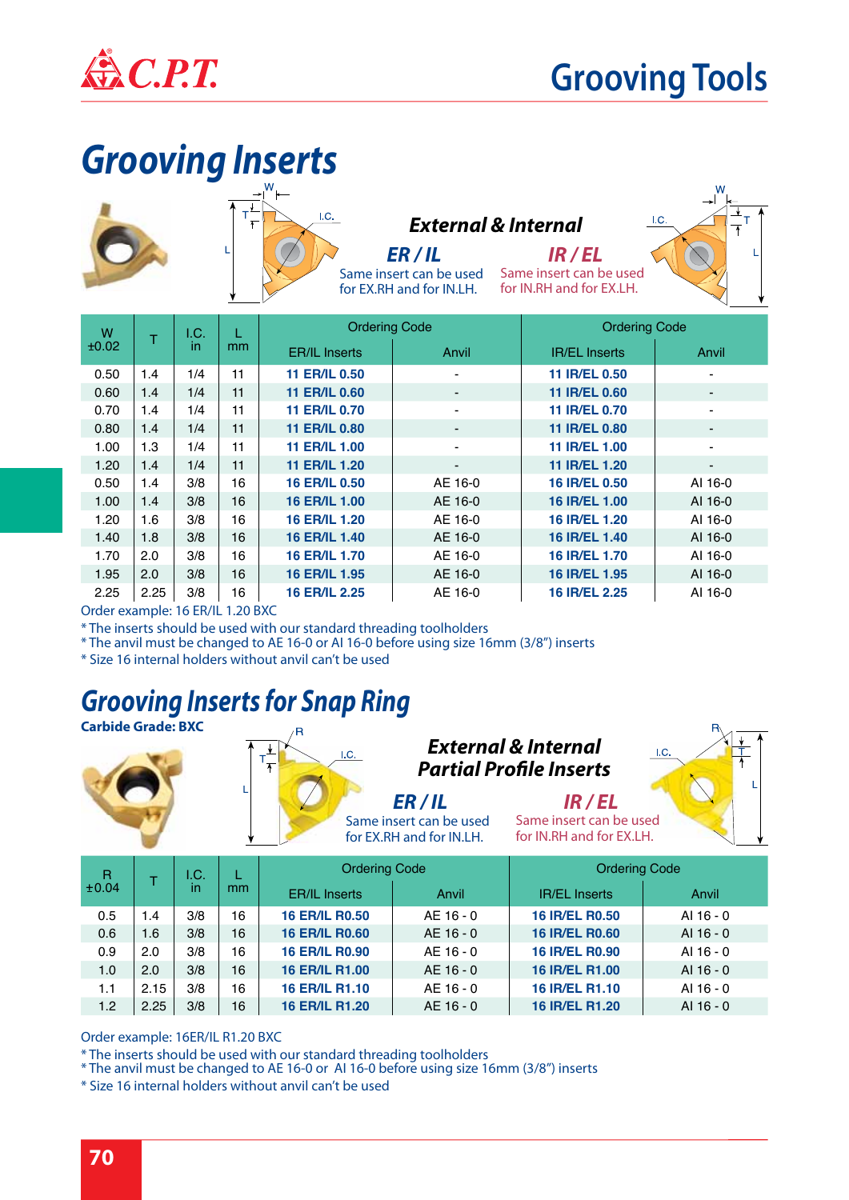# Grooving Tools

## Grooving Inserts

**External & Internal**

**ER / IL**
Same insert can be used for EX.RH and for IN.LH.

**IR / EL**
Same insert can be used for IN.RH and for EX.LH.

| W ±0.02 | T | I.C. in | L mm | Ordering Code | | Ordering Code | |
|---|---|---|---|---|---|---|---|
| | | | | ER/IL Inserts | Anvil | IR/EL Inserts | Anvil |
| 0.50 | 1.4 | 1/4 | 11 | **11 ER/IL 0.50** | - | **11 IR/EL 0.50** | - |
| 0.60 | 1.4 | 1/4 | 11 | **11 ER/IL 0.60** | - | **11 IR/EL 0.60** | - |
| 0.70 | 1.4 | 1/4 | 11 | **11 ER/IL 0.70** | - | **11 IR/EL 0.70** | - |
| 0.80 | 1.4 | 1/4 | 11 | **11 ER/IL 0.80** | - | **11 IR/EL 0.80** | - |
| 1.00 | 1.3 | 1/4 | 11 | **11 ER/IL 1.00** | - | **11 IR/EL 1.00** | - |
| 1.20 | 1.4 | 1/4 | 11 | **11 ER/IL 1.20** | - | **11 IR/EL 1.20** | - |
| 0.50 | 1.4 | 3/8 | 16 | **16 ER/IL 0.50** | AE 16-0 | **16 IR/EL 0.50** | AI 16-0 |
| 1.00 | 1.4 | 3/8 | 16 | **16 ER/IL 1.00** | AE 16-0 | **16 IR/EL 1.00** | AI 16-0 |
| 1.20 | 1.6 | 3/8 | 16 | **16 ER/IL 1.20** | AE 16-0 | **16 IR/EL 1.20** | AI 16-0 |
| 1.40 | 1.8 | 3/8 | 16 | **16 ER/IL 1.40** | AE 16-0 | **16 IR/EL 1.40** | AI 16-0 |
| 1.70 | 2.0 | 3/8 | 16 | **16 ER/IL 1.70** | AE 16-0 | **16 IR/EL 1.70** | AI 16-0 |
| 1.95 | 2.0 | 3/8 | 16 | **16 ER/IL 1.95** | AE 16-0 | **16 IR/EL 1.95** | AI 16-0 |
| 2.25 | 2.25 | 3/8 | 16 | **16 ER/IL 2.25** | AE 16-0 | **16 IR/EL 2.25** | AI 16-0 |

Order example: 16 ER/IL 1.20 BXC

* The inserts should be used with our standard threading toolholders
* The anvil must be changed to AE 16-0 or AI 16-0 before using size 16mm (3/8") inserts
* Size 16 internal holders without anvil can't be used

## Grooving Inserts for Snap Ring

**Carbide Grade: BXC**

**External & Internal Partial Profile Inserts**

**ER / IL**
Same insert can be used for EX.RH and for IN.LH.

**IR / EL**
Same insert can be used for IN.RH and for EX.LH.

| R ±0.04 | T | I.C. in | L mm | Ordering Code | | Ordering Code | |
|---|---|---|---|---|---|---|---|
| | | | | ER/IL Inserts | Anvil | IR/EL Inserts | Anvil |
| 0.5 | 1.4 | 3/8 | 16 | **16 ER/IL R0.50** | AE 16 - 0 | **16 IR/EL R0.50** | AI 16 - 0 |
| 0.6 | 1.6 | 3/8 | 16 | **16 ER/IL R0.60** | AE 16 - 0 | **16 IR/EL R0.60** | AI 16 - 0 |
| 0.9 | 2.0 | 3/8 | 16 | **16 ER/IL R0.90** | AE 16 - 0 | **16 IR/EL R0.90** | AI 16 - 0 |
| 1.0 | 2.0 | 3/8 | 16 | **16 ER/IL R1.00** | AE 16 - 0 | **16 IR/EL R1.00** | AI 16 - 0 |
| 1.1 | 2.15 | 3/8 | 16 | **16 ER/IL R1.10** | AE 16 - 0 | **16 IR/EL R1.10** | AI 16 - 0 |
| 1.2 | 2.25 | 3/8 | 16 | **16 ER/IL R1.20** | AE 16 - 0 | **16 IR/EL R1.20** | AI 16 - 0 |

Order example: 16ER/IL R1.20 BXC

* The inserts should be used with our standard threading toolholders
* The anvil must be changed to AE 16-0 or AI 16-0 before using size 16mm (3/8") inserts
* Size 16 internal holders without anvil can't be used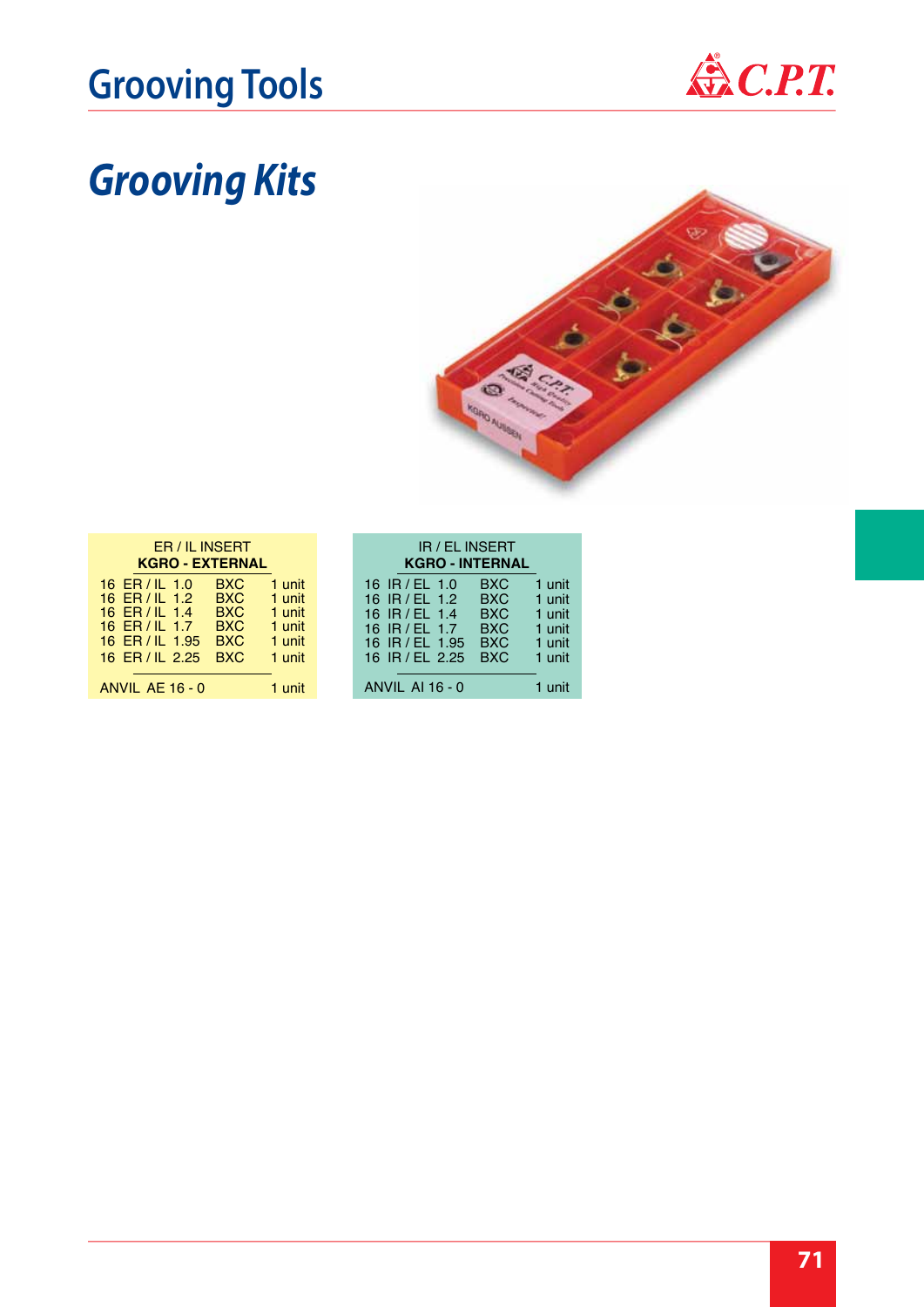# Grooving Tools

## *Grooving Kits*

| ER / IL INSERT<br>**KGRO - EXTERNAL** | | |
|---|---|---|
| 16 ER / IL 1.0 | BXC | 1 unit |
| 16 ER / IL 1.2 | BXC | 1 unit |
| 16 ER / IL 1.4 | BXC | 1 unit |
| 16 ER / IL 1.7 | BXC | 1 unit |
| 16 ER / IL 1.95 | BXC | 1 unit |
| 16 ER / IL 2.25 | BXC | 1 unit |
| ANVIL AE 16 - 0 | | 1 unit |

| IR / EL INSERT<br>**KGRO - INTERNAL** | | |
|---|---|---|
| 16 IR / EL 1.0 | BXC | 1 unit |
| 16 IR / EL 1.2 | BXC | 1 unit |
| 16 IR / EL 1.4 | BXC | 1 unit |
| 16 IR / EL 1.7 | BXC | 1 unit |
| 16 IR / EL 1.95 | BXC | 1 unit |
| 16 IR / EL 2.25 | BXC | 1 unit |
| ANVIL AI 16 - 0 | | 1 unit |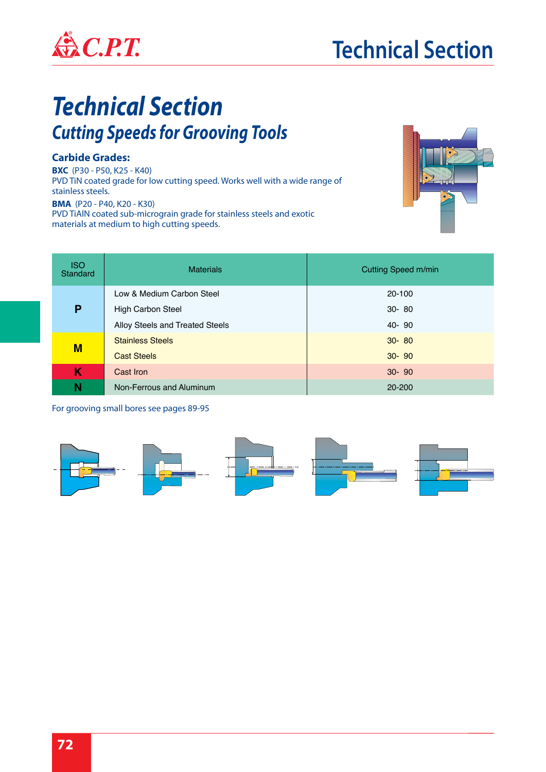# Technical Section

## Cutting Speeds for Grooving Tools

### Carbide Grades:

**BXC** (P30 - P50, K25 - K40)
PVD TiN coated grade for low cutting speed. Works well with a wide range of stainless steels.

**BMA** (P20 - P40, K20 - K30)
PVD TiAlN coated sub-micrograin grade for stainless steels and exotic materials at medium to high cutting speeds.

| ISO Standard | Materials | Cutting Speed m/min |
|---|---|---|
| P | Low & Medium Carbon Steel | 20-100 |
| | High Carbon Steel | 30- 80 |
| | Alloy Steels and Treated Steels | 40- 90 |
| M | Stainless Steels | 30- 80 |
| | Cast Steels | 30- 90 |
| K | Cast Iron | 30- 90 |
| N | Non-Ferrous and Aluminum | 20-200 |

For grooving small bores see pages 89-95